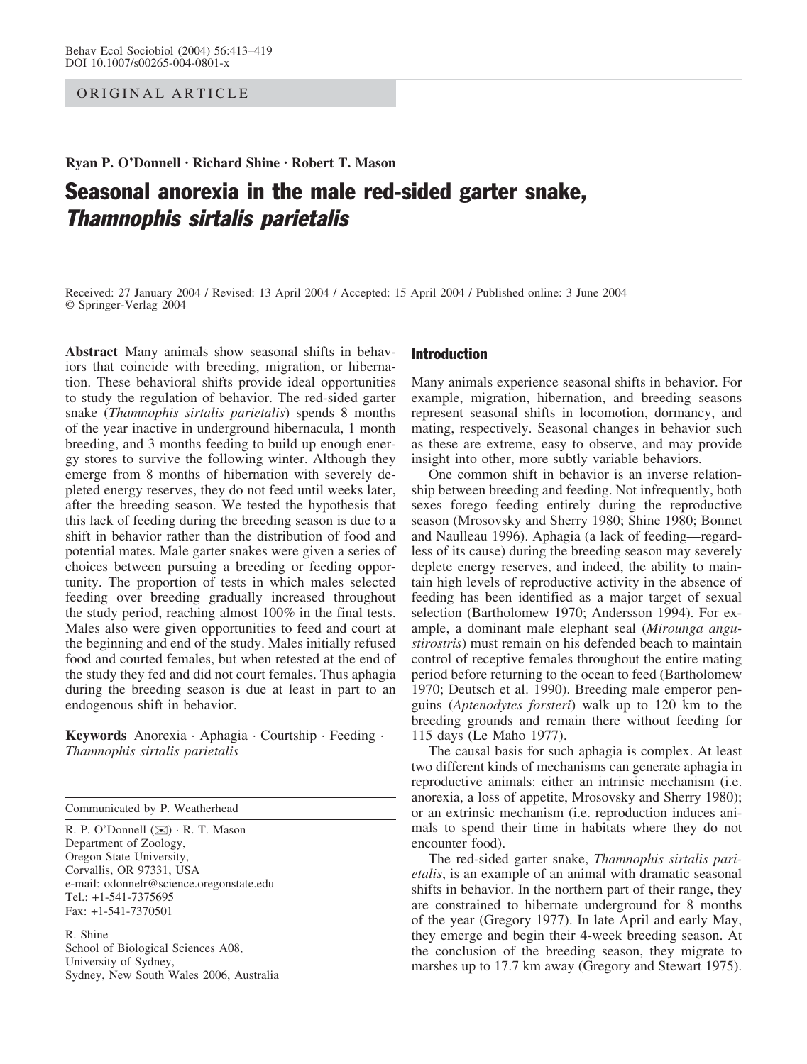ORIGINAL ARTICLE

**Ryan P. O'Donnell · Richard Shine · Robert T. Mason**

# Seasonal anorexia in the male red-sided garter snake, *Thamnophis sirtalis parietalis*

Received: 27 January 2004 / Revised: 13 April 2004 / Accepted: 15 April 2004 / Published online: 3 June 2004
© Springer-Verlag 2004

**Abstract** Many animals show seasonal shifts in behaviors that coincide with breeding, migration, or hibernation. These behavioral shifts provide ideal opportunities to study the regulation of behavior. The red-sided garter snake (*Thamnophis sirtalis parietalis*) spends 8 months of the year inactive in underground hibernacula, 1 month breeding, and 3 months feeding to build up enough energy stores to survive the following winter. Although they emerge from 8 months of hibernation with severely depleted energy reserves, they do not feed until weeks later, after the breeding season. We tested the hypothesis that this lack of feeding during the breeding season is due to a shift in behavior rather than the distribution of food and potential mates. Male garter snakes were given a series of choices between pursuing a breeding or feeding opportunity. The proportion of tests in which males selected feeding over breeding gradually increased throughout the study period, reaching almost 100% in the final tests. Males also were given opportunities to feed and court at the beginning and end of the study. Males initially refused food and courted females, but when retested at the end of the study they fed and did not court females. Thus aphagia during the breeding season is due at least in part to an endogenous shift in behavior.

**Keywords** Anorexia · Aphagia · Courtship · Feeding · *Thamnophis sirtalis parietalis*

Communicated by P. Weatherhead

R. P. O'Donnell (✉) · R. T. Mason
Department of Zoology,
Oregon State University,
Corvallis, OR 97331, USA
e-mail: odonnelr@science.oregonstate.edu
Tel.: +1-541-7375695
Fax: +1-541-7370501

R. Shine
School of Biological Sciences A08,
University of Sydney,
Sydney, New South Wales 2006, Australia

## Introduction

Many animals experience seasonal shifts in behavior. For example, migration, hibernation, and breeding seasons represent seasonal shifts in locomotion, dormancy, and mating, respectively. Seasonal changes in behavior such as these are extreme, easy to observe, and may provide insight into other, more subtly variable behaviors.

One common shift in behavior is an inverse relationship between breeding and feeding. Not infrequently, both sexes forego feeding entirely during the reproductive season (Mrosovsky and Sherry 1980; Shine 1980; Bonnet and Naulleau 1996). Aphagia (a lack of feeding—regardless of its cause) during the breeding season may severely deplete energy reserves, and indeed, the ability to maintain high levels of reproductive activity in the absence of feeding has been identified as a major target of sexual selection (Bartholomew 1970; Andersson 1994). For example, a dominant male elephant seal (*Mirounga angustirostris*) must remain on his defended beach to maintain control of receptive females throughout the entire mating period before returning to the ocean to feed (Bartholomew 1970; Deutsch et al. 1990). Breeding male emperor penguins (*Aptenodytes forsteri*) walk up to 120 km to the breeding grounds and remain there without feeding for 115 days (Le Maho 1977).

The causal basis for such aphagia is complex. At least two different kinds of mechanisms can generate aphagia in reproductive animals: either an intrinsic mechanism (i.e. anorexia, a loss of appetite, Mrosovsky and Sherry 1980); or an extrinsic mechanism (i.e. reproduction induces animals to spend their time in habitats where they do not encounter food).

The red-sided garter snake, *Thamnophis sirtalis parietalis*, is an example of an animal with dramatic seasonal shifts in behavior. In the northern part of their range, they are constrained to hibernate underground for 8 months of the year (Gregory 1977). In late April and early May, they emerge and begin their 4-week breeding season. At the conclusion of the breeding season, they migrate to marshes up to 17.7 km away (Gregory and Stewart 1975).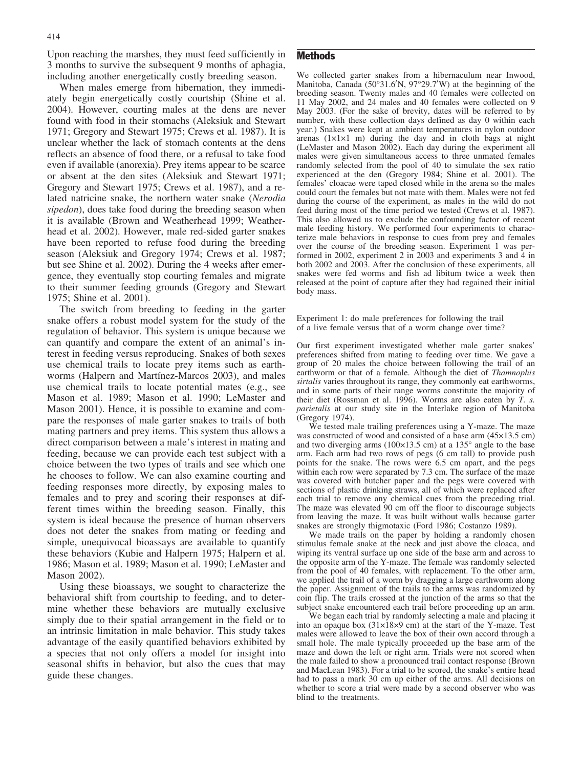Upon reaching the marshes, they must feed sufficiently in 3 months to survive the subsequent 9 months of aphagia, including another energetically costly breeding season.

When males emerge from hibernation, they immediately begin energetically costly courtship (Shine et al. 2004). However, courting males at the dens are never found with food in their stomachs (Aleksiuk and Stewart 1971; Gregory and Stewart 1975; Crews et al. 1987). It is unclear whether the lack of stomach contents at the dens reflects an absence of food there, or a refusal to take food even if available (anorexia). Prey items appear to be scarce or absent at the den sites (Aleksiuk and Stewart 1971; Gregory and Stewart 1975; Crews et al. 1987), and a related natricine snake, the northern water snake (*Nerodia sipedon*), does take food during the breeding season when it is available (Brown and Weatherhead 1999; Weatherhead et al. 2002). However, male red-sided garter snakes have been reported to refuse food during the breeding season (Aleksiuk and Gregory 1974; Crews et al. 1987; but see Shine et al. 2002). During the 4 weeks after emergence, they eventually stop courting females and migrate to their summer feeding grounds (Gregory and Stewart 1975; Shine et al. 2001).

The switch from breeding to feeding in the garter snake offers a robust model system for the study of the regulation of behavior. This system is unique because we can quantify and compare the extent of an animal's interest in feeding versus reproducing. Snakes of both sexes use chemical trails to locate prey items such as earthworms (Halpern and Martínez-Marcos 2003), and males use chemical trails to locate potential mates (e.g., see Mason et al. 1989; Mason et al. 1990; LeMaster and Mason 2001). Hence, it is possible to examine and compare the responses of male garter snakes to trails of both mating partners and prey items. This system thus allows a direct comparison between a male's interest in mating and feeding, because we can provide each test subject with a choice between the two types of trails and see which one he chooses to follow. We can also examine courting and feeding responses more directly, by exposing males to females and to prey and scoring their responses at different times within the breeding season. Finally, this system is ideal because the presence of human observers does not deter the snakes from mating or feeding and simple, unequivocal bioassays are available to quantify these behaviors (Kubie and Halpern 1975; Halpern et al. 1986; Mason et al. 1989; Mason et al. 1990; LeMaster and Mason 2002).

Using these bioassays, we sought to characterize the behavioral shift from courtship to feeding, and to determine whether these behaviors are mutually exclusive simply due to their spatial arrangement in the field or to an intrinsic limitation in male behavior. This study takes advantage of the easily quantified behaviors exhibited by a species that not only offers a model for insight into seasonal shifts in behavior, but also the cues that may guide these changes.

## Methods

We collected garter snakes from a hibernaculum near Inwood, Manitoba, Canada (50°31.6′N, 97°29.7′W) at the beginning of the breeding season. Twenty males and 40 females were collected on 11 May 2002, and 24 males and 40 females were collected on 9 May 2003. (For the sake of brevity, dates will be referred to by number, with these collection days defined as day 0 within each year.) Snakes were kept at ambient temperatures in nylon outdoor arenas (1×1×1 m) during the day and in cloth bags at night (LeMaster and Mason 2002). Each day during the experiment all males were given simultaneous access to three unmated females randomly selected from the pool of 40 to simulate the sex ratio experienced at the den (Gregory 1984; Shine et al. 2001). The females' cloacae were taped closed while in the arena so the males could court the females but not mate with them. Males were not fed during the course of the experiment, as males in the wild do not feed during most of the time period we tested (Crews et al. 1987). This also allowed us to exclude the confounding factor of recent male feeding history. We performed four experiments to characterize male behaviors in response to cues from prey and females over the course of the breeding season. Experiment 1 was performed in 2002, experiment 2 in 2003 and experiments 3 and 4 in both 2002 and 2003. After the conclusion of these experiments, all snakes were fed worms and fish ad libitum twice a week then released at the point of capture after they had regained their initial body mass.

Experiment 1: do male preferences for following the trail of a live female versus that of a worm change over time?

Our first experiment investigated whether male garter snakes' preferences shifted from mating to feeding over time. We gave a group of 20 males the choice between following the trail of an earthworm or that of a female. Although the diet of *Thamnophis sirtalis* varies throughout its range, they commonly eat earthworms, and in some parts of their range worms constitute the majority of their diet (Rossman et al. 1996). Worms are also eaten by *T. s. parietalis* at our study site in the Interlake region of Manitoba (Gregory 1974).

We tested male trailing preferences using a Y-maze. The maze was constructed of wood and consisted of a base arm (45×13.5 cm) and two diverging arms (100×13.5 cm) at a 135° angle to the base arm. Each arm had two rows of pegs (6 cm tall) to provide push points for the snake. The rows were 6.5 cm apart, and the pegs within each row were separated by 7.3 cm. The surface of the maze was covered with butcher paper and the pegs were covered with sections of plastic drinking straws, all of which were replaced after each trial to remove any chemical cues from the preceding trial. The maze was elevated 90 cm off the floor to discourage subjects from leaving the maze. It was built without walls because garter snakes are strongly thigmotaxic (Ford 1986; Costanzo 1989).

We made trails on the paper by holding a randomly chosen stimulus female snake at the neck and just above the cloaca, and wiping its ventral surface up one side of the base arm and across to the opposite arm of the Y-maze. The female was randomly selected from the pool of 40 females, with replacement. To the other arm, we applied the trail of a worm by dragging a large earthworm along the paper. Assignment of the trails to the arms was randomized by coin flip. The trails crossed at the junction of the arms so that the subject snake encountered each trail before proceeding up an arm.

We began each trial by randomly selecting a male and placing it into an opaque box (31×18×9 cm) at the start of the Y-maze. Test males were allowed to leave the box of their own accord through a small hole. The male typically proceeded up the base arm of the maze and down the left or right arm. Trials were not scored when the male failed to show a pronounced trail contact response (Brown and MacLean 1983). For a trial to be scored, the snake's entire head had to pass a mark 30 cm up either of the arms. All decisions on whether to score a trial were made by a second observer who was blind to the treatments.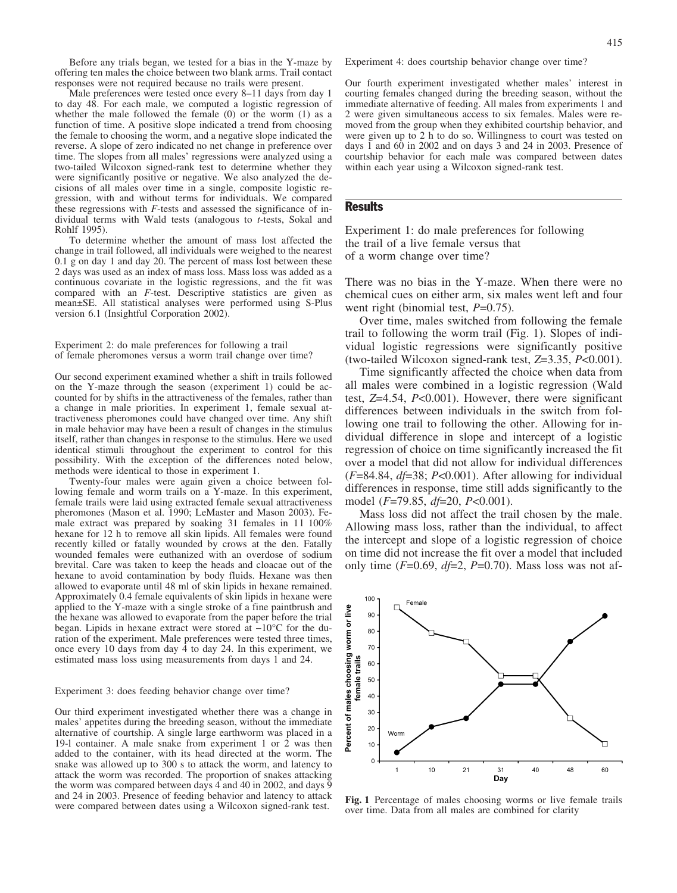Before any trials began, we tested for a bias in the Y-maze by offering ten males the choice between two blank arms. Trail contact responses were not required because no trails were present.

Male preferences were tested once every 8–11 days from day 1 to day 48. For each male, we computed a logistic regression of whether the male followed the female (0) or the worm (1) as a function of time. A positive slope indicated a trend from choosing the female to choosing the worm, and a negative slope indicated the reverse. A slope of zero indicated no net change in preference over time. The slopes from all males' regressions were analyzed using a two-tailed Wilcoxon signed-rank test to determine whether they were significantly positive or negative. We also analyzed the decisions of all males over time in a single, composite logistic regression, with and without terms for individuals. We compared these regressions with *F*-tests and assessed the significance of individual terms with Wald tests (analogous to *t*-tests, Sokal and Rohlf 1995).

To determine whether the amount of mass lost affected the change in trail followed, all individuals were weighed to the nearest 0.1 g on day 1 and day 20. The percent of mass lost between these 2 days was used as an index of mass loss. Mass loss was added as a continuous covariate in the logistic regressions, and the fit was compared with an *F*-test. Descriptive statistics are given as mean±SE. All statistical analyses were performed using S-Plus version 6.1 (Insightful Corporation 2002).

### Experiment 2: do male preferences for following a trail of female pheromones versus a worm trail change over time?

Our second experiment examined whether a shift in trails followed on the Y-maze through the season (experiment 1) could be accounted for by shifts in the attractiveness of the females, rather than a change in male priorities. In experiment 1, female sexual attractiveness pheromones could have changed over time. Any shift in male behavior may have been a result of changes in the stimulus itself, rather than changes in response to the stimulus. Here we used identical stimuli throughout the experiment to control for this possibility. With the exception of the differences noted below, methods were identical to those in experiment 1.

Twenty-four males were again given a choice between following female and worm trails on a Y-maze. In this experiment, female trails were laid using extracted female sexual attractiveness pheromones (Mason et al. 1990; LeMaster and Mason 2003). Female extract was prepared by soaking 31 females in 11 100% hexane for 12 h to remove all skin lipids. All females were found recently killed or fatally wounded by crows at the den. Fatally wounded females were euthanized with an overdose of sodium brevital. Care was taken to keep the heads and cloacae out of the hexane to avoid contamination by body fluids. Hexane was then allowed to evaporate until 48 ml of skin lipids in hexane remained. Approximately 0.4 female equivalents of skin lipids in hexane were applied to the Y-maze with a single stroke of a fine paintbrush and the hexane was allowed to evaporate from the paper before the trial began. Lipids in hexane extract were stored at −10°C for the duration of the experiment. Male preferences were tested three times, once every 10 days from day 4 to day 24. In this experiment, we estimated mass loss using measurements from days 1 and 24.

### Experiment 3: does feeding behavior change over time?

Our third experiment investigated whether there was a change in males' appetites during the breeding season, without the immediate alternative of courtship. A single large earthworm was placed in a 19-l container. A male snake from experiment 1 or 2 was then added to the container, with its head directed at the worm. The snake was allowed up to 300 s to attack the worm, and latency to attack the worm was recorded. The proportion of snakes attacking the worm was compared between days 4 and 40 in 2002, and days 9 and 24 in 2003. Presence of feeding behavior and latency to attack were compared between dates using a Wilcoxon signed-rank test.

### Experiment 4: does courtship behavior change over time?

Our fourth experiment investigated whether males' interest in courting females changed during the breeding season, without the immediate alternative of feeding. All males from experiments 1 and 2 were given simultaneous access to six females. Males were removed from the group when they exhibited courtship behavior, and were given up to 2 h to do so. Willingness to court was tested on days 1 and 60 in 2002 and on days 3 and 24 in 2003. Presence of courtship behavior for each male was compared between dates within each year using a Wilcoxon signed-rank test.

## Results

### Experiment 1: do male preferences for following the trail of a live female versus that of a worm change over time?

There was no bias in the Y-maze. When there were no chemical cues on either arm, six males went left and four went right (binomial test, $P$=0.75).

Over time, males switched from following the female trail to following the worm trail (Fig. 1). Slopes of individual logistic regressions were significantly positive (two-tailed Wilcoxon signed-rank test, $Z$=3.35, $P$<0.001).

Time significantly affected the choice when data from all males were combined in a logistic regression (Wald test, $Z$=4.54, $P$<0.001). However, there were significant differences between individuals in the switch from following one trail to following the other. Allowing for individual difference in slope and intercept of a logistic regression of choice on time significantly increased the fit over a model that did not allow for individual differences ($F$=84.84, $df$=38; $P$<0.001). After allowing for individual differences in response, time still adds significantly to the model ($F$=79.85, $df$=20, $P$<0.001).

Mass loss did not affect the trail chosen by the male. Allowing mass loss, rather than the individual, to affect the intercept and slope of a logistic regression of choice on time did not increase the fit over a model that included only time ($F$=0.69, $df$=2, $P$=0.70). Mass loss was not af-

**Fig. 1** Percentage of males choosing worms or live female trails over time. Data from all males are combined for clarity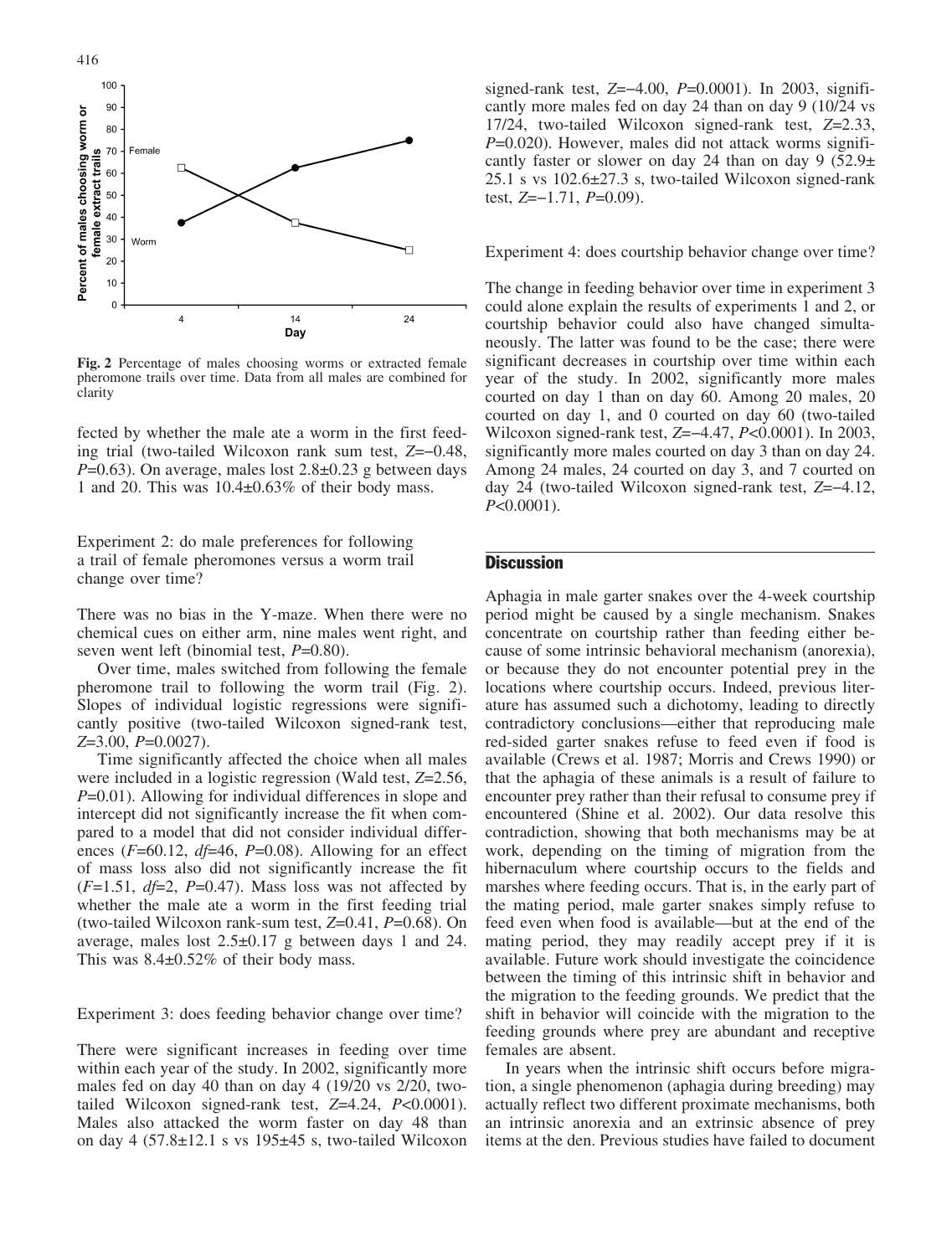fected by whether the male ate a worm in the first feeding trial (two-tailed Wilcoxon rank sum test, $Z$=−0.48, $P$=0.63). On average, males lost 2.8±0.23 g between days 1 and 20. This was 10.4±0.63% of their body mass.

### Experiment 2: do male preferences for following a trail of female pheromones versus a worm trail change over time?

There was no bias in the Y-maze. When there were no chemical cues on either arm, nine males went right, and seven went left (binomial test, $P$=0.80).

Over time, males switched from following the female pheromone trail to following the worm trail (Fig. 2). Slopes of individual logistic regressions were significantly positive (two-tailed Wilcoxon signed-rank test, $Z$=3.00, $P$=0.0027).

Time significantly affected the choice when all males were included in a logistic regression (Wald test, $Z$=2.56, $P$=0.01). Allowing for individual differences in slope and intercept did not significantly increase the fit when compared to a model that did not consider individual differences ($F$=60.12, $df$=46, $P$=0.08). Allowing for an effect of mass loss also did not significantly increase the fit ($F$=1.51, $df$=2, $P$=0.47). Mass loss was not affected by whether the male ate a worm in the first feeding trial (two-tailed Wilcoxon rank-sum test, $Z$=0.41, $P$=0.68). On average, males lost 2.5±0.17 g between days 1 and 24. This was 8.4±0.52% of their body mass.

### Experiment 3: does feeding behavior change over time?

There were significant increases in feeding over time within each year of the study. In 2002, significantly more males fed on day 40 than on day 4 (19/20 vs 2/20, two-tailed Wilcoxon signed-rank test, $Z$=4.24, $P$<0.0001). Males also attacked the worm faster on day 48 than on day 4 (57.8±12.1 s vs 195±45 s, two-tailed Wilcoxon signed-rank test, $Z$=−4.00, $P$=0.0001). In 2003, significantly more males fed on day 24 than on day 9 (10/24 vs 17/24, two-tailed Wilcoxon signed-rank test, $Z$=2.33, $P$=0.020). However, males did not attack worms significantly faster or slower on day 24 than on day 9 (52.9± 25.1 s vs 102.6±27.3 s, two-tailed Wilcoxon signed-rank test, $Z$=−1.71, $P$=0.09).

**Fig. 2** Percentage of males choosing worms or extracted female pheromone trails over time. Data from all males are combined for clarity

### Experiment 4: does courtship behavior change over time?

The change in feeding behavior over time in experiment 3 could alone explain the results of experiments 1 and 2, or courtship behavior could also have changed simultaneously. The latter was found to be the case; there were significant decreases in courtship over time within each year of the study. In 2002, significantly more males courted on day 1 than on day 60. Among 20 males, 20 courted on day 1, and 0 courted on day 60 (two-tailed Wilcoxon signed-rank test, $Z$=−4.47, $P$<0.0001). In 2003, significantly more males courted on day 3 than on day 24. Among 24 males, 24 courted on day 3, and 7 courted on day 24 (two-tailed Wilcoxon signed-rank test, $Z$=−4.12, $P$<0.0001).

## Discussion

Aphagia in male garter snakes over the 4-week courtship period might be caused by a single mechanism. Snakes concentrate on courtship rather than feeding either because of some intrinsic behavioral mechanism (anorexia), or because they do not encounter potential prey in the locations where courtship occurs. Indeed, previous literature has assumed such a dichotomy, leading to directly contradictory conclusions—either that reproducing male red-sided garter snakes refuse to feed even if food is available (Crews et al. 1987; Morris and Crews 1990) or that the aphagia of these animals is a result of failure to encounter prey rather than their refusal to consume prey if encountered (Shine et al. 2002). Our data resolve this contradiction, showing that both mechanisms may be at work, depending on the timing of migration from the hibernaculum where courtship occurs to the fields and marshes where feeding occurs. That is, in the early part of the mating period, male garter snakes simply refuse to feed even when food is available—but at the end of the mating period, they may readily accept prey if it is available. Future work should investigate the coincidence between the timing of this intrinsic shift in behavior and the migration to the feeding grounds. We predict that the shift in behavior will coincide with the migration to the feeding grounds where prey are abundant and receptive females are absent.

In years when the intrinsic shift occurs before migration, a single phenomenon (aphagia during breeding) may actually reflect two different proximate mechanisms, both an intrinsic anorexia and an extrinsic absence of prey items at the den. Previous studies have failed to document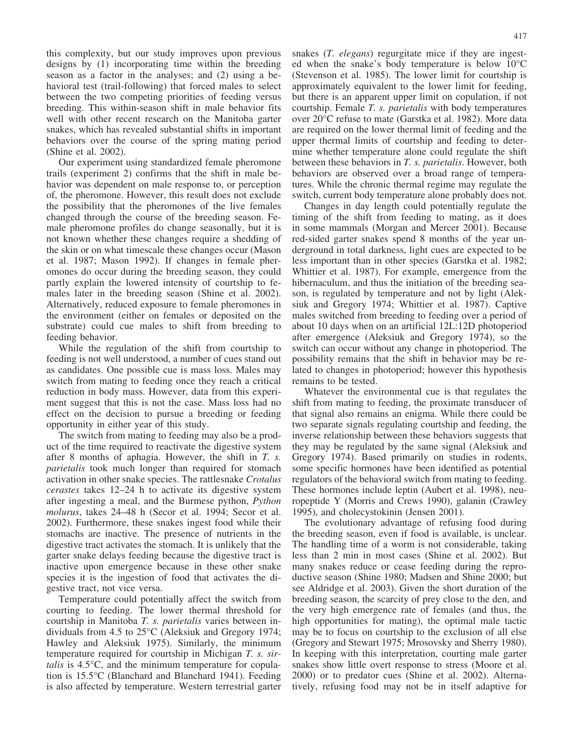this complexity, but our study improves upon previous designs by (1) incorporating time within the breeding season as a factor in the analyses; and (2) using a behavioral test (trail-following) that forced males to select between the two competing priorities of feeding versus breeding. This within-season shift in male behavior fits well with other recent research on the Manitoba garter snakes, which has revealed substantial shifts in important behaviors over the course of the spring mating period (Shine et al. 2002).

Our experiment using standardized female pheromone trails (experiment 2) confirms that the shift in male behavior was dependent on male response to, or perception of, the pheromone. However, this result does not exclude the possibility that the pheromones of the live females changed through the course of the breeding season. Female pheromone profiles do change seasonally, but it is not known whether these changes require a shedding of the skin or on what timescale these changes occur (Mason et al. 1987; Mason 1992). If changes in female pheromones do occur during the breeding season, they could partly explain the lowered intensity of courtship to females later in the breeding season (Shine et al. 2002). Alternatively, reduced exposure to female pheromones in the environment (either on females or deposited on the substrate) could cue males to shift from breeding to feeding behavior.

While the regulation of the shift from courtship to feeding is not well understood, a number of cues stand out as candidates. One possible cue is mass loss. Males may switch from mating to feeding once they reach a critical reduction in body mass. However, data from this experiment suggest that this is not the case. Mass loss had no effect on the decision to pursue a breeding or feeding opportunity in either year of this study.

The switch from mating to feeding may also be a product of the time required to reactivate the digestive system after 8 months of aphagia. However, the shift in *T. s. parietalis* took much longer than required for stomach activation in other snake species. The rattlesnake *Crotalus cerastes* takes 12–24 h to activate its digestive system after ingesting a meal, and the Burmese python, *Python molurus*, takes 24–48 h (Secor et al. 1994; Secor et al. 2002). Furthermore, these snakes ingest food while their stomachs are inactive. The presence of nutrients in the digestive tract activates the stomach. It is unlikely that the garter snake delays feeding because the digestive tract is inactive upon emergence because in these other snake species it is the ingestion of food that activates the digestive tract, not vice versa.

Temperature could potentially affect the switch from courting to feeding. The lower thermal threshold for courtship in Manitoba *T. s. parietalis* varies between individuals from 4.5 to 25°C (Aleksiuk and Gregory 1974; Hawley and Aleksiuk 1975). Similarly, the minimum temperature required for courtship in Michigan *T. s. sirtalis* is 4.5°C, and the minimum temperature for copulation is 15.5°C (Blanchard and Blanchard 1941). Feeding is also affected by temperature. Western terrestrial garter snakes (*T. elegans*) regurgitate mice if they are ingested when the snake's body temperature is below 10°C (Stevenson et al. 1985). The lower limit for courtship is approximately equivalent to the lower limit for feeding, but there is an apparent upper limit on copulation, if not courtship. Female *T. s. parietalis* with body temperatures over 20°C refuse to mate (Garstka et al. 1982). More data are required on the lower thermal limit of feeding and the upper thermal limits of courtship and feeding to determine whether temperature alone could regulate the shift between these behaviors in *T. s. parietalis*. However, both behaviors are observed over a broad range of temperatures. While the chronic thermal regime may regulate the switch, current body temperature alone probably does not.

Changes in day length could potentially regulate the timing of the shift from feeding to mating, as it does in some mammals (Morgan and Mercer 2001). Because red-sided garter snakes spend 8 months of the year underground in total darkness, light cues are expected to be less important than in other species (Garstka et al. 1982; Whittier et al. 1987). For example, emergence from the hibernaculum, and thus the initiation of the breeding season, is regulated by temperature and not by light (Aleksiuk and Gregory 1974; Whittier et al. 1987). Captive males switched from breeding to feeding over a period of about 10 days when on an artificial 12L:12D photoperiod after emergence (Aleksiuk and Gregory 1974), so the switch can occur without any change in photoperiod. The possibility remains that the shift in behavior may be related to changes in photoperiod; however this hypothesis remains to be tested.

Whatever the environmental cue is that regulates the shift from mating to feeding, the proximate transducer of that signal also remains an enigma. While there could be two separate signals regulating courtship and feeding, the inverse relationship between these behaviors suggests that they may be regulated by the same signal (Aleksiuk and Gregory 1974). Based primarily on studies in rodents, some specific hormones have been identified as potential regulators of the behavioral switch from mating to feeding. These hormones include leptin (Aubert et al. 1998), neuropeptide Y (Morris and Crews 1990), galanin (Crawley 1995), and cholecystokinin (Jensen 2001).

The evolutionary advantage of refusing food during the breeding season, even if food is available, is unclear. The handling time of a worm is not considerable, taking less than 2 min in most cases (Shine et al. 2002). But many snakes reduce or cease feeding during the reproductive season (Shine 1980; Madsen and Shine 2000; but see Aldridge et al. 2003). Given the short duration of the breeding season, the scarcity of prey close to the den, and the very high emergence rate of females (and thus, the high opportunities for mating), the optimal male tactic may be to focus on courtship to the exclusion of all else (Gregory and Stewart 1975; Mrosovsky and Sherry 1980). In keeping with this interpretation, courting male garter snakes show little overt response to stress (Moore et al. 2000) or to predator cues (Shine et al. 2002). Alternatively, refusing food may not be in itself adaptive for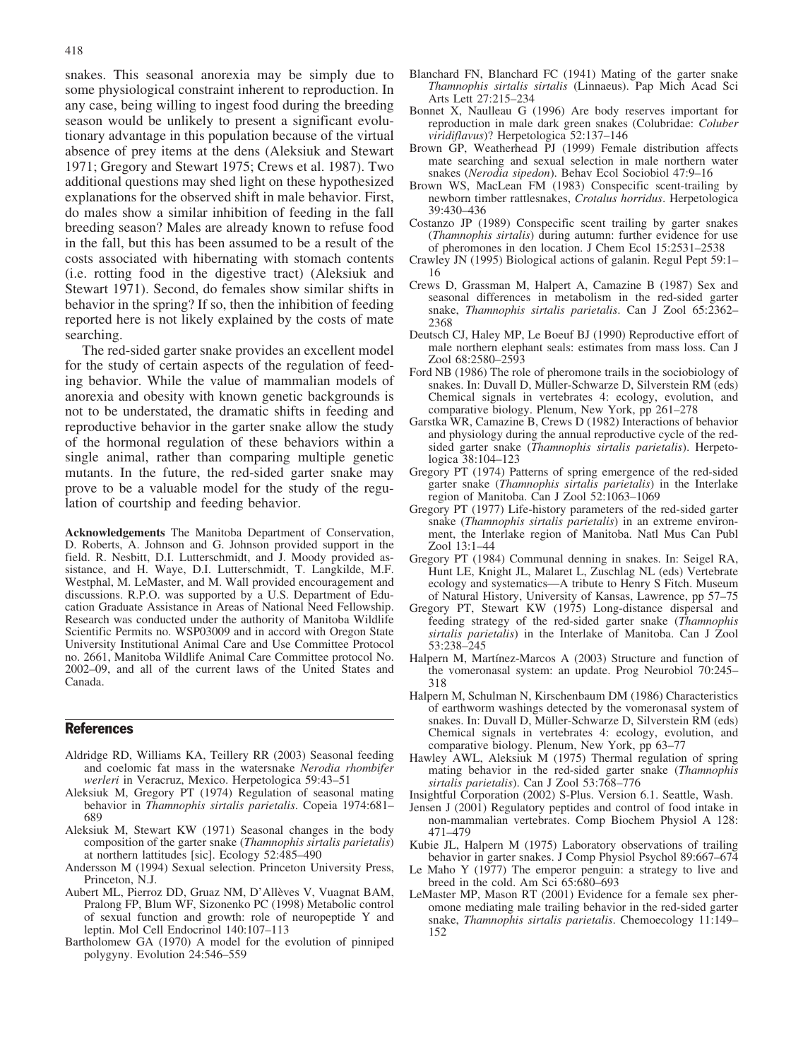snakes. This seasonal anorexia may be simply due to some physiological constraint inherent to reproduction. In any case, being willing to ingest food during the breeding season would be unlikely to present a significant evolutionary advantage in this population because of the virtual absence of prey items at the dens (Aleksiuk and Stewart 1971; Gregory and Stewart 1975; Crews et al. 1987). Two additional questions may shed light on these hypothesized explanations for the observed shift in male behavior. First, do males show a similar inhibition of feeding in the fall breeding season? Males are already known to refuse food in the fall, but this has been assumed to be a result of the costs associated with hibernating with stomach contents (i.e. rotting food in the digestive tract) (Aleksiuk and Stewart 1971). Second, do females show similar shifts in behavior in the spring? If so, then the inhibition of feeding reported here is not likely explained by the costs of mate searching.

The red-sided garter snake provides an excellent model for the study of certain aspects of the regulation of feeding behavior. While the value of mammalian models of anorexia and obesity with known genetic backgrounds is not to be understated, the dramatic shifts in feeding and reproductive behavior in the garter snake allow the study of the hormonal regulation of these behaviors within a single animal, rather than comparing multiple genetic mutants. In the future, the red-sided garter snake may prove to be a valuable model for the study of the regulation of courtship and feeding behavior.

**Acknowledgements** The Manitoba Department of Conservation, D. Roberts, A. Johnson and G. Johnson provided support in the field. R. Nesbitt, D.I. Lutterschmidt, and J. Moody provided assistance, and H. Waye, D.I. Lutterschmidt, T. Langkilde, M.F. Westphal, M. LeMaster, and M. Wall provided encouragement and discussions. R.P.O. was supported by a U.S. Department of Education Graduate Assistance in Areas of National Need Fellowship. Research was conducted under the authority of Manitoba Wildlife Scientific Permits no. WSP03009 and in accord with Oregon State University Institutional Animal Care and Use Committee Protocol no. 2661, Manitoba Wildlife Animal Care Committee protocol No. 2002–09, and all of the current laws of the United States and Canada.

## References

Aldridge RD, Williams KA, Teillery RR (2003) Seasonal feeding and coelomic fat mass in the watersnake *Nerodia rhombifer werleri* in Veracruz, Mexico. Herpetologica 59:43–51

Aleksiuk M, Gregory PT (1974) Regulation of seasonal mating behavior in *Thamnophis sirtalis parietalis*. Copeia 1974:681–689

Aleksiuk M, Stewart KW (1971) Seasonal changes in the body composition of the garter snake (*Thamnophis sirtalis parietalis*) at northern latitudes [sic]. Ecology 52:485–490

Andersson M (1994) Sexual selection. Princeton University Press, Princeton, N.J.

Aubert ML, Pierroz DD, Gruaz NM, D'Allèves V, Vuagnat BAM, Pralong FP, Blum WF, Sizonenko PC (1998) Metabolic control of sexual function and growth: role of neuropeptide Y and leptin. Mol Cell Endocrinol 140:107–113

Bartholomew GA (1970) A model for the evolution of pinniped polygyny. Evolution 24:546–559

Blanchard FN, Blanchard FC (1941) Mating of the garter snake *Thamnophis sirtalis sirtalis* (Linnaeus). Pap Mich Acad Sci Arts Lett 27:215–234

Bonnet X, Naulleau G (1996) Are body reserves important for reproduction in male dark green snakes (Colubridae: *Coluber viridiflavus*)? Herpetologica 52:137–146

Brown GP, Weatherhead PJ (1999) Female distribution affects mate searching and sexual selection in male northern water snakes (*Nerodia sipedon*). Behav Ecol Sociobiol 47:9–16

Brown WS, MacLean FM (1983) Conspecific scent-trailing by newborn timber rattlesnakes, *Crotalus horridus*. Herpetologica 39:430–436

Costanzo JP (1989) Conspecific scent trailing by garter snakes (*Thamnophis sirtalis*) during autumn: further evidence for use of pheromones in den location. J Chem Ecol 15:2531–2538

Crawley JN (1995) Biological actions of galanin. Regul Pept 59:1–16

Crews D, Grassman M, Halpert A, Camazine B (1987) Sex and seasonal differences in metabolism in the red-sided garter snake, *Thamnophis sirtalis parietalis*. Can J Zool 65:2362–2368

Deutsch CJ, Haley MP, Le Boeuf BJ (1990) Reproductive effort of male northern elephant seals: estimates from mass loss. Can J Zool 68:2580–2593

Ford NB (1986) The role of pheromone trails in the sociobiology of snakes. In: Duvall D, Müller-Schwarze D, Silverstein RM (eds) Chemical signals in vertebrates 4: ecology, evolution, and comparative biology. Plenum, New York, pp 261–278

Garstka WR, Camazine B, Crews D (1982) Interactions of behavior and physiology during the annual reproductive cycle of the red-sided garter snake (*Thamnophis sirtalis parietalis*). Herpetologica 38:104–123

Gregory PT (1974) Patterns of spring emergence of the red-sided garter snake (*Thamnophis sirtalis parietalis*) in the Interlake region of Manitoba. Can J Zool 52:1063–1069

Gregory PT (1977) Life-history parameters of the red-sided garter snake (*Thamnophis sirtalis parietalis*) in an extreme environment, the Interlake region of Manitoba. Natl Mus Can Publ Zool 13:1–44

Gregory PT (1984) Communal denning in snakes. In: Seigel RA, Hunt LE, Knight JL, Malaret L, Zuschlag NL (eds) Vertebrate ecology and systematics—A tribute to Henry S Fitch. Museum of Natural History, University of Kansas, Lawrence, pp 57–75

Gregory PT, Stewart KW (1975) Long-distance dispersal and feeding strategy of the red-sided garter snake (*Thamnophis sirtalis parietalis*) in the Interlake of Manitoba. Can J Zool 53:238–245

Halpern M, Martínez-Marcos A (2003) Structure and function of the vomeronasal system: an update. Prog Neurobiol 70:245–318

Halpern M, Schulman N, Kirschenbaum DM (1986) Characteristics of earthworm washings detected by the vomeronasal system of snakes. In: Duvall D, Müller-Schwarze D, Silverstein RM (eds) Chemical signals in vertebrates 4: ecology, evolution, and comparative biology. Plenum, New York, pp 63–77

Hawley AWL, Aleksiuk M (1975) Thermal regulation of spring mating behavior in the red-sided garter snake (*Thamnophis sirtalis parietalis*). Can J Zool 53:768–776

Insightful Corporation (2002) S-Plus. Version 6.1. Seattle, Wash.

Jensen J (2001) Regulatory peptides and control of food intake in non-mammalian vertebrates. Comp Biochem Physiol A 128: 471–479

Kubie JL, Halpern M (1975) Laboratory observations of trailing behavior in garter snakes. J Comp Physiol Psychol 89:667–674

Le Maho Y (1977) The emperor penguin: a strategy to live and breed in the cold. Am Sci 65:680–693

LeMaster MP, Mason RT (2001) Evidence for a female sex pheromone mediating male trailing behavior in the red-sided garter snake, *Thamnophis sirtalis parietalis*. Chemoecology 11:149–152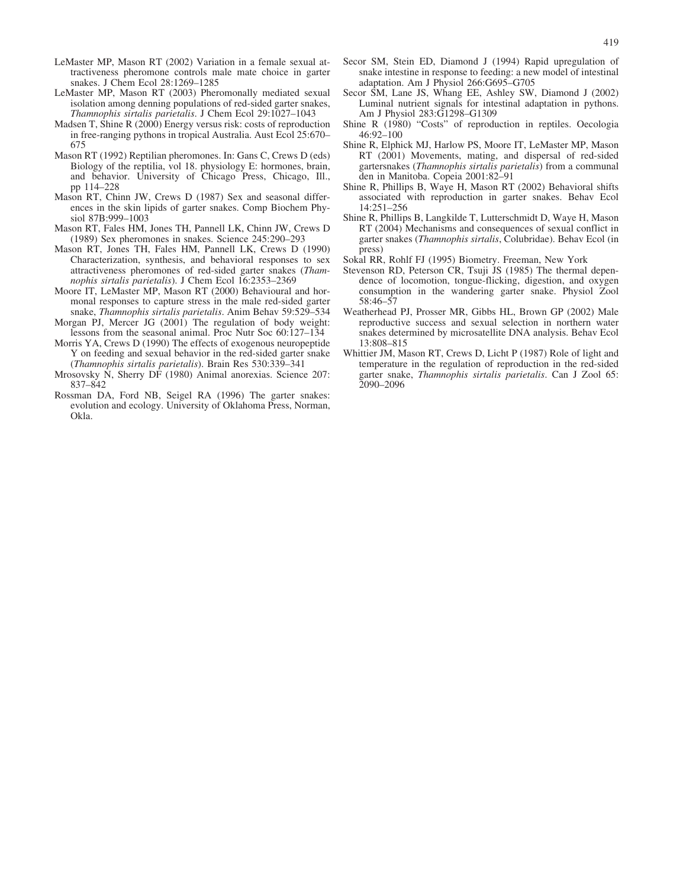LeMaster MP, Mason RT (2002) Variation in a female sexual attractiveness pheromone controls male mate choice in garter snakes. J Chem Ecol 28:1269–1285

LeMaster MP, Mason RT (2003) Pheromonally mediated sexual isolation among denning populations of red-sided garter snakes, *Thamnophis sirtalis parietalis*. J Chem Ecol 29:1027–1043

Madsen T, Shine R (2000) Energy versus risk: costs of reproduction in free-ranging pythons in tropical Australia. Aust Ecol 25:670–675

Mason RT (1992) Reptilian pheromones. In: Gans C, Crews D (eds) Biology of the reptilia, vol 18. physiology E: hormones, brain, and behavior. University of Chicago Press, Chicago, Ill., pp 114–228

Mason RT, Chinn JW, Crews D (1987) Sex and seasonal differences in the skin lipids of garter snakes. Comp Biochem Physiol 87B:999–1003

Mason RT, Fales HM, Jones TH, Pannell LK, Chinn JW, Crews D (1989) Sex pheromones in snakes. Science 245:290–293

Mason RT, Jones TH, Fales HM, Pannell LK, Crews D (1990) Characterization, synthesis, and behavioral responses to sex attractiveness pheromones of red-sided garter snakes (*Thamnophis sirtalis parietalis*). J Chem Ecol 16:2353–2369

Moore IT, LeMaster MP, Mason RT (2000) Behavioural and hormonal responses to capture stress in the male red-sided garter snake, *Thamnophis sirtalis parietalis*. Anim Behav 59:529–534

Morgan PJ, Mercer JG (2001) The regulation of body weight: lessons from the seasonal animal. Proc Nutr Soc 60:127–134

Morris YA, Crews D (1990) The effects of exogenous neuropeptide Y on feeding and sexual behavior in the red-sided garter snake (*Thamnophis sirtalis parietalis*). Brain Res 530:339–341

Mrosovsky N, Sherry DF (1980) Animal anorexias. Science 207: 837–842

Rossman DA, Ford NB, Seigel RA (1996) The garter snakes: evolution and ecology. University of Oklahoma Press, Norman, Okla.

Secor SM, Stein ED, Diamond J (1994) Rapid upregulation of snake intestine in response to feeding: a new model of intestinal adaptation. Am J Physiol 266:G695–G705

Secor SM, Lane JS, Whang EE, Ashley SW, Diamond J (2002) Luminal nutrient signals for intestinal adaptation in pythons. Am J Physiol 283:G1298–G1309

Shine R (1980) "Costs" of reproduction in reptiles. Oecologia 46:92–100

Shine R, Elphick MJ, Harlow PS, Moore IT, LeMaster MP, Mason RT (2001) Movements, mating, and dispersal of red-sided gartersnakes (*Thamnophis sirtalis parietalis*) from a communal den in Manitoba. Copeia 2001:82–91

Shine R, Phillips B, Waye H, Mason RT (2002) Behavioral shifts associated with reproduction in garter snakes. Behav Ecol 14:251–256

Shine R, Phillips B, Langkilde T, Lutterschmidt D, Waye H, Mason RT (2004) Mechanisms and consequences of sexual conflict in garter snakes (*Thamnophis sirtalis*, Colubridae). Behav Ecol (in press)

Sokal RR, Rohlf FJ (1995) Biometry. Freeman, New York

Stevenson RD, Peterson CR, Tsuji JS (1985) The thermal dependence of locomotion, tongue-flicking, digestion, and oxygen consumption in the wandering garter snake. Physiol Zool 58:46–57

Weatherhead PJ, Prosser MR, Gibbs HL, Brown GP (2002) Male reproductive success and sexual selection in northern water snakes determined by microsatellite DNA analysis. Behav Ecol 13:808–815

Whittier JM, Mason RT, Crews D, Licht P (1987) Role of light and temperature in the regulation of reproduction in the red-sided garter snake, *Thamnophis sirtalis parietalis*. Can J Zool 65: 2090–2096